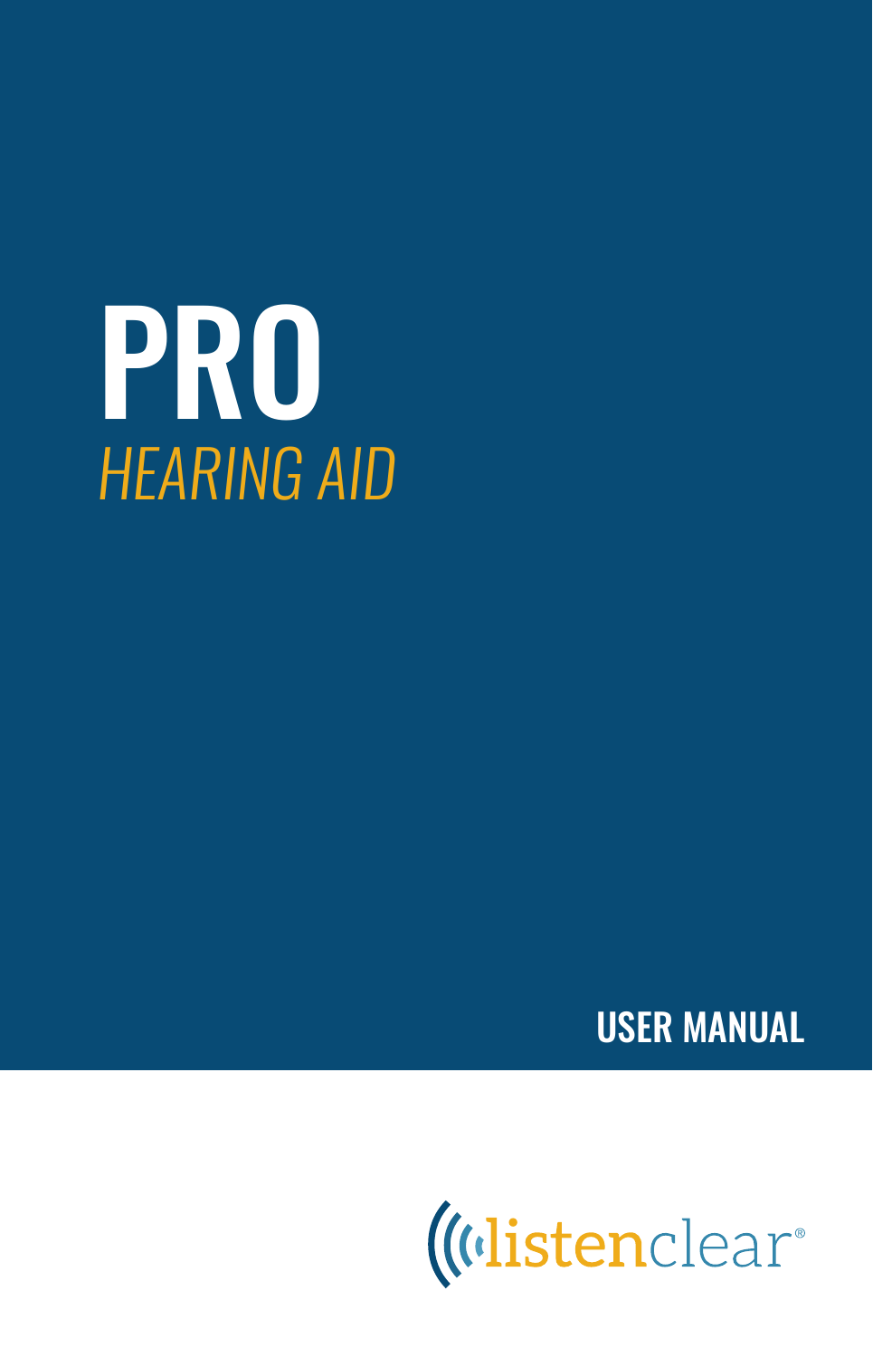# PRO

*HEARING AID*

**USER MANUAL**

listenclear®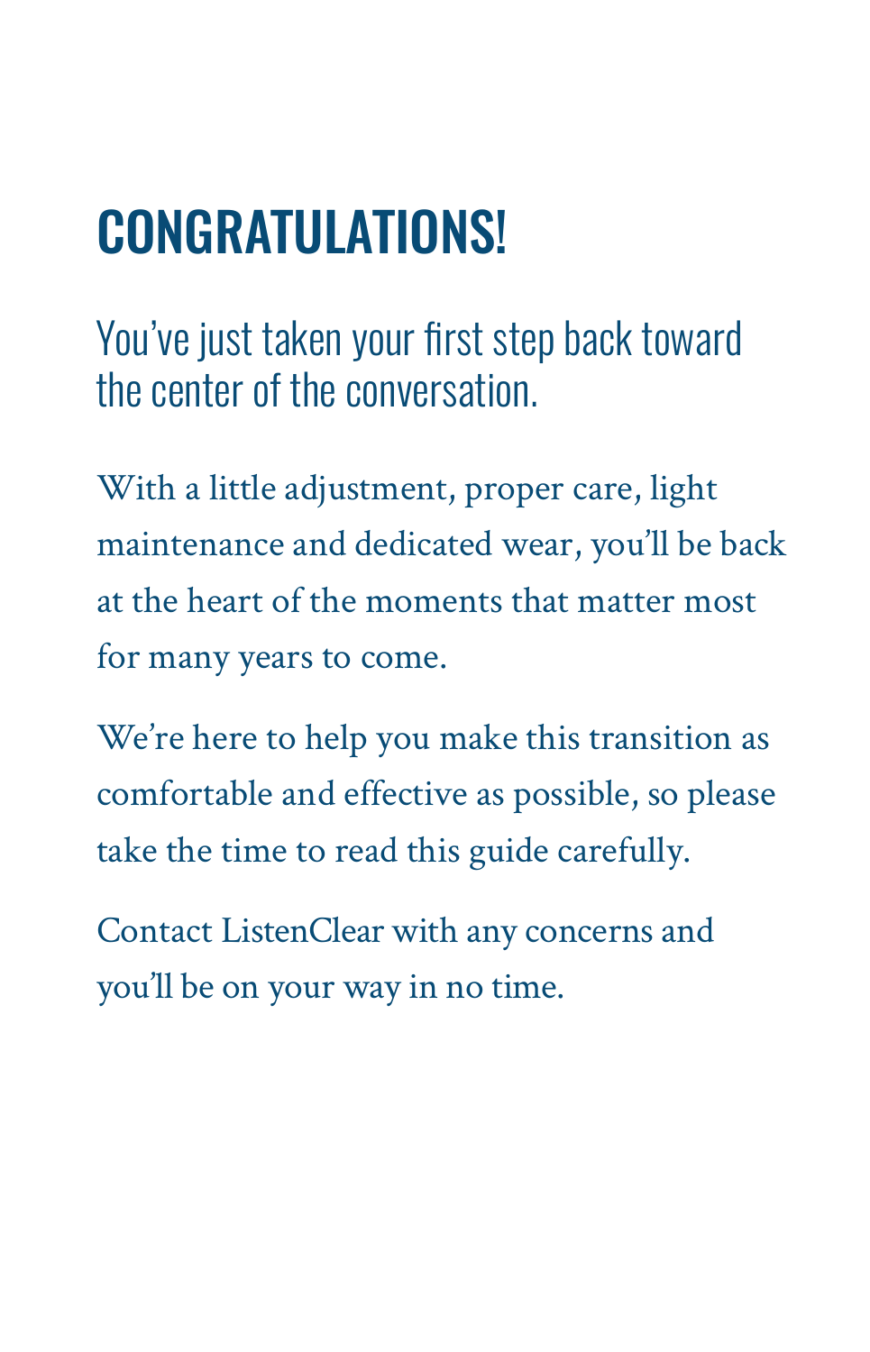# CONGRATULATIONS!

## You've just taken your first step back toward the center of the conversation.

With a little adjustment, proper care, light maintenance and dedicated wear, you'll be back at the heart of the moments that matter most for many years to come.

We're here to help you make this transition as comfortable and effective as possible, so please take the time to read this guide carefully.

Contact ListenClear with any concerns and you'll be on your way in no time.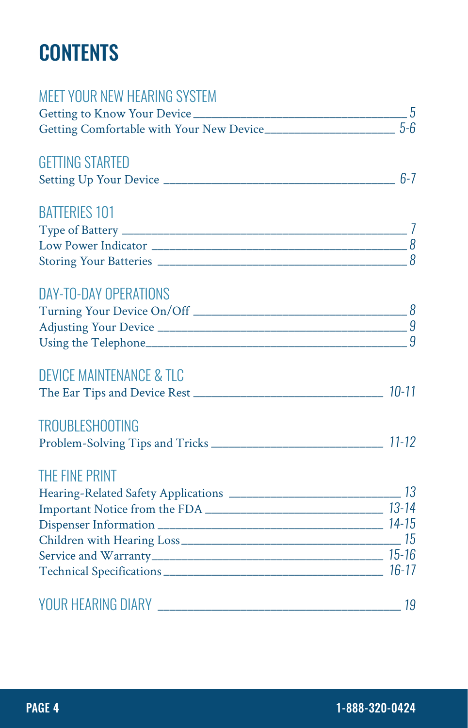# CONTENTS

## MEET YOUR NEW HEARING SYSTEM

Getting to Know Your Device ____ 5
Getting Comfortable with Your New Device ____ 5-6

## GETTING STARTED

Setting Up Your Device ____ 6-7

## BATTERIES 101

Type of Battery ____ 7
Low Power Indicator ____ 8
Storing Your Batteries ____ 8

## DAY-TO-DAY OPERATIONS

Turning Your Device On/Off ____ 8
Adjusting Your Device ____ 9
Using the Telephone ____ 9

## DEVICE MAINTENANCE & TLC

The Ear Tips and Device Rest ____ 10-11

## TROUBLESHOOTING

Problem-Solving Tips and Tricks ____ 11-12

## THE FINE PRINT

Hearing-Related Safety Applications ____ 13
Important Notice from the FDA ____ 13-14
Dispenser Information ____ 14-15
Children with Hearing Loss ____ 15
Service and Warranty ____ 15-16
Technical Specifications ____ 16-17

## YOUR HEARING DIARY ____ 19

1-888-320-0424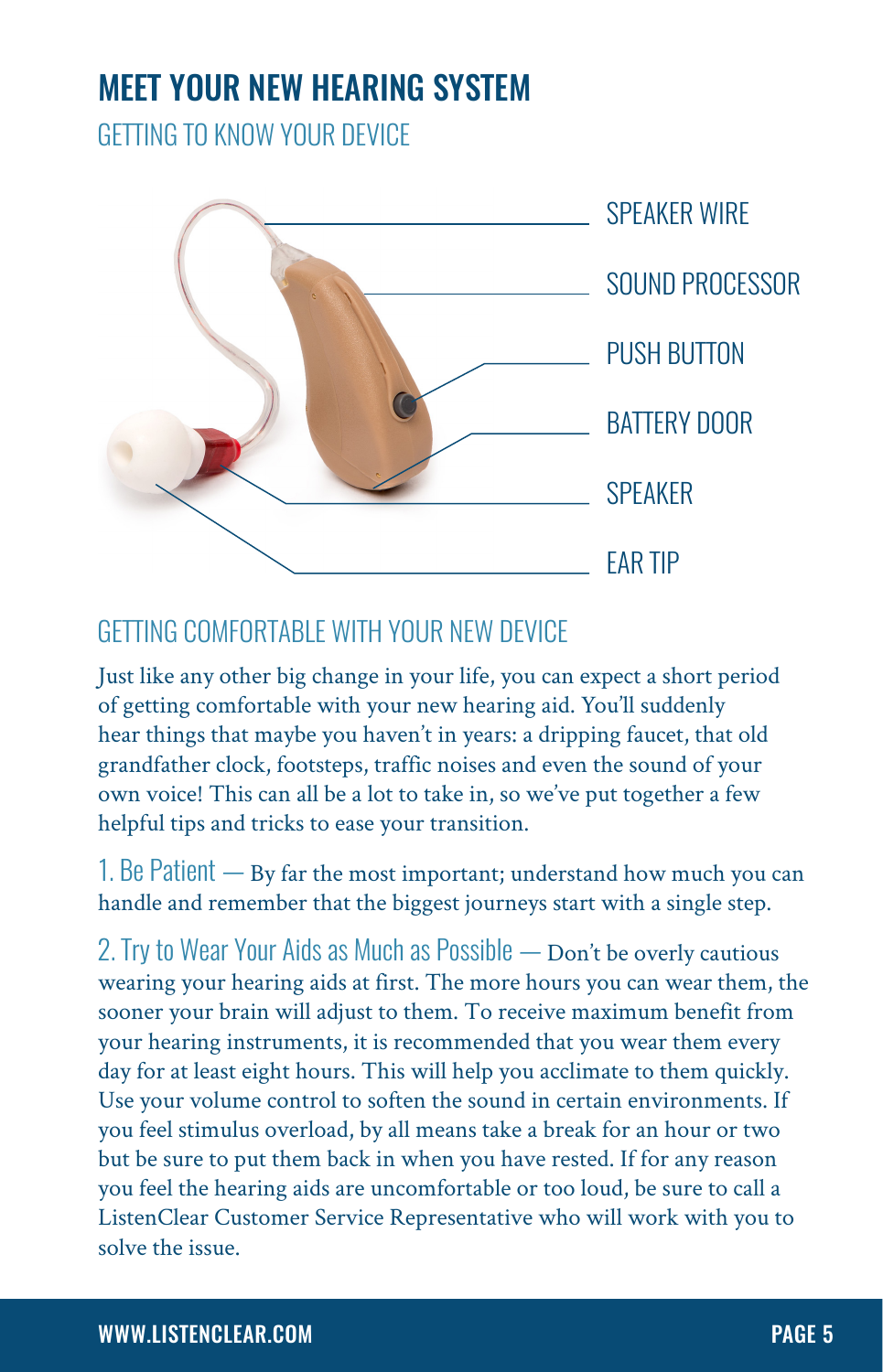# MEET YOUR NEW HEARING SYSTEM

## GETTING TO KNOW YOUR DEVICE

SPEAKER WIRE

SOUND PROCESSOR

PUSH BUTTON

BATTERY DOOR

SPEAKER

EAR TIP

## GETTING COMFORTABLE WITH YOUR NEW DEVICE

Just like any other big change in your life, you can expect a short period of getting comfortable with your new hearing aid. You'll suddenly hear things that maybe you haven't in years: a dripping faucet, that old grandfather clock, footsteps, traffic noises and even the sound of your own voice! This can all be a lot to take in, so we've put together a few helpful tips and tricks to ease your transition.

1. Be Patient — By far the most important; understand how much you can handle and remember that the biggest journeys start with a single step.

2. Try to Wear Your Aids as Much as Possible — Don't be overly cautious wearing your hearing aids at first. The more hours you can wear them, the sooner your brain will adjust to them. To receive maximum benefit from your hearing instruments, it is recommended that you wear them every day for at least eight hours. This will help you acclimate to them quickly. Use your volume control to soften the sound in certain environments. If you feel stimulus overload, by all means take a break for an hour or two but be sure to put them back in when you have rested. If for any reason you feel the hearing aids are uncomfortable or too loud, be sure to call a ListenClear Customer Service Representative who will work with you to solve the issue.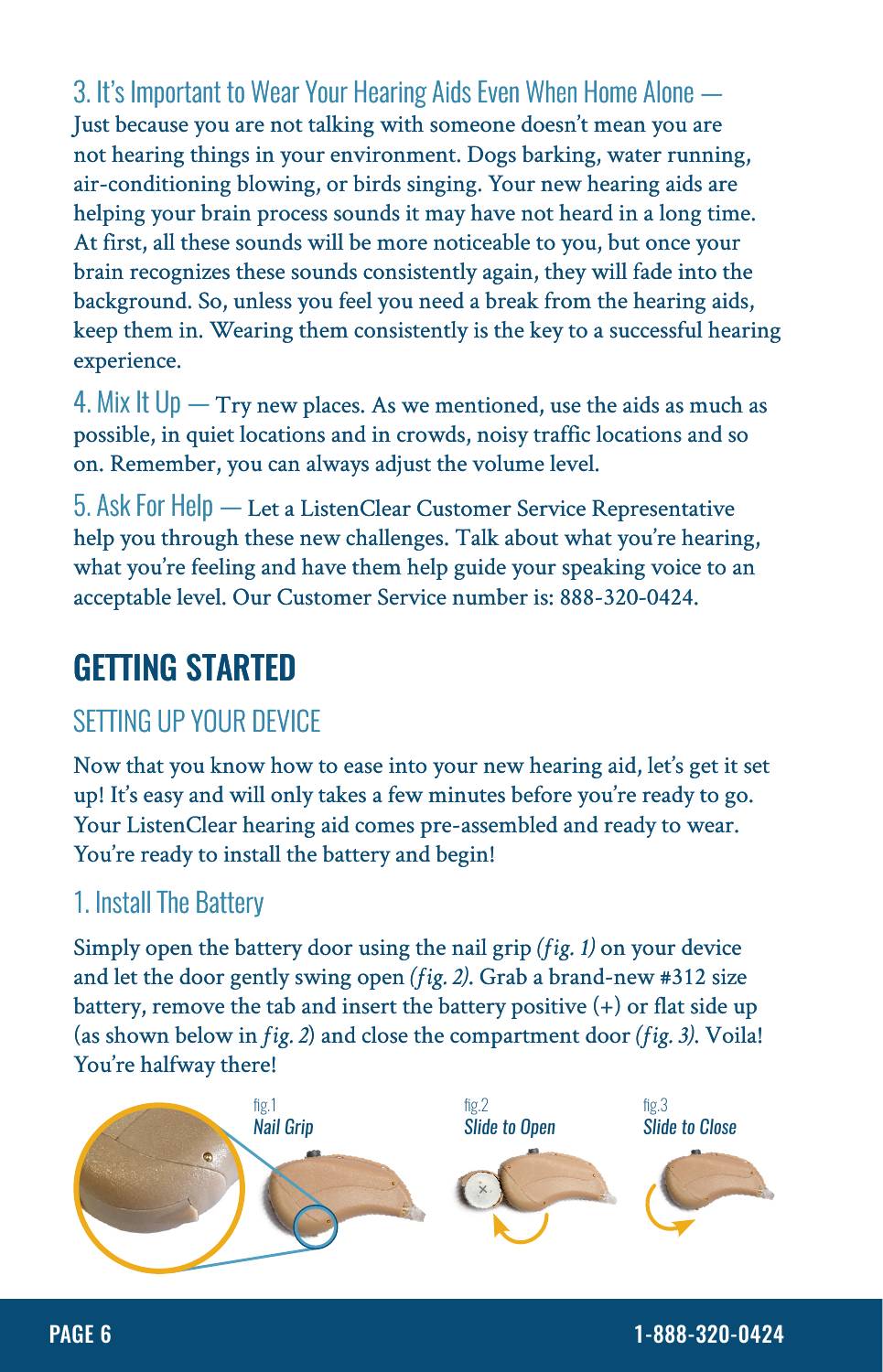### 3. It's Important to Wear Your Hearing Aids Even When Home Alone —

Just because you are not talking with someone doesn't mean you are not hearing things in your environment. Dogs barking, water running, air-conditioning blowing, or birds singing. Your new hearing aids are helping your brain process sounds it may have not heard in a long time. At first, all these sounds will be more noticeable to you, but once your brain recognizes these sounds consistently again, they will fade into the background. So, unless you feel you need a break from the hearing aids, keep them in. Wearing them consistently is the key to a successful hearing experience.

### 4. Mix It Up —

Try new places. As we mentioned, use the aids as much as possible, in quiet locations and in crowds, noisy traffic locations and so on. Remember, you can always adjust the volume level.

### 5. Ask For Help —

Let a ListenClear Customer Service Representative help you through these new challenges. Talk about what you're hearing, what you're feeling and have them help guide your speaking voice to an acceptable level. Our Customer Service number is: 888-320-0424.

# GETTING STARTED

## SETTING UP YOUR DEVICE

Now that you know how to ease into your new hearing aid, let's get it set up! It's easy and will only takes a few minutes before you're ready to go. Your ListenClear hearing aid comes pre-assembled and ready to wear. You're ready to install the battery and begin!

### 1. Install The Battery

Simply open the battery door using the nail grip *(fig. 1)* on your device and let the door gently swing open *(fig. 2)*. Grab a brand-new #312 size battery, remove the tab and insert the battery positive (+) or flat side up (as shown below in *fig. 2*) and close the compartment door *(fig. 3)*. Voila! You're halfway there!

fig.1 *Nail Grip*

fig.2 *Slide to Open*

fig.3 *Slide to Close*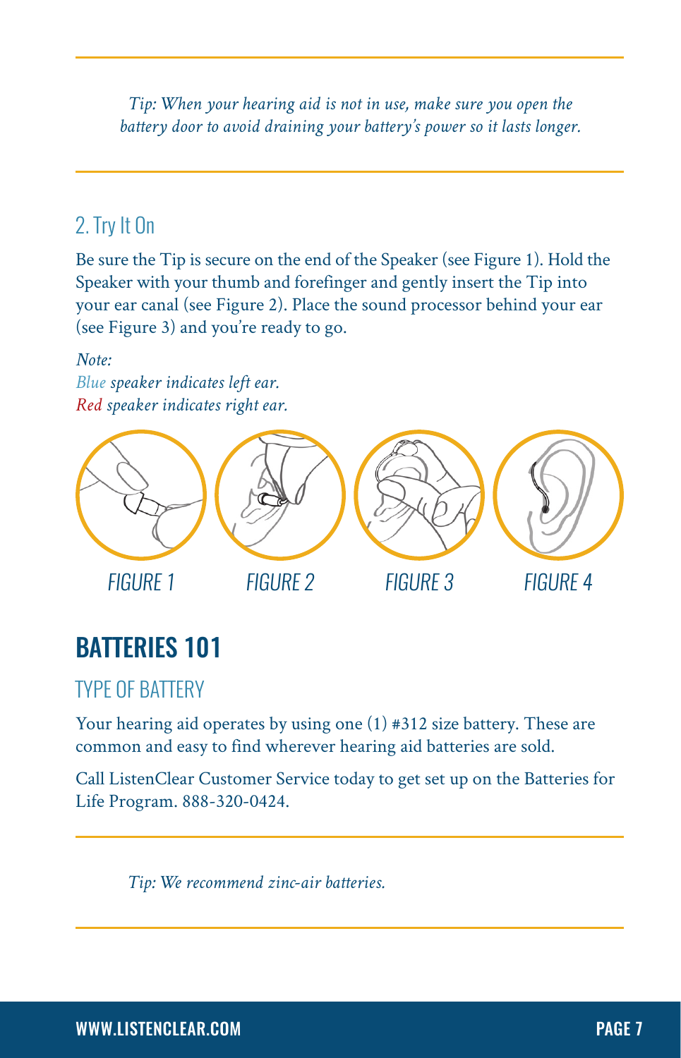*Tip: When your hearing aid is not in use, make sure you open the battery door to avoid draining your battery's power so it lasts longer.*

## 2. Try It On

Be sure the Tip is secure on the end of the Speaker (see Figure 1). Hold the Speaker with your thumb and forefinger and gently insert the Tip into your ear canal (see Figure 2). Place the sound processor behind your ear (see Figure 3) and you're ready to go.

*Note:*
*Blue speaker indicates left ear.*
*Red speaker indicates right ear.*

FIGURE 1 FIGURE 2 FIGURE 3 FIGURE 4

# BATTERIES 101

## TYPE OF BATTERY

Your hearing aid operates by using one (1) #312 size battery. These are common and easy to find wherever hearing aid batteries are sold.

Call ListenClear Customer Service today to get set up on the Batteries for Life Program. 888-320-0424.

*Tip: We recommend zinc-air batteries.*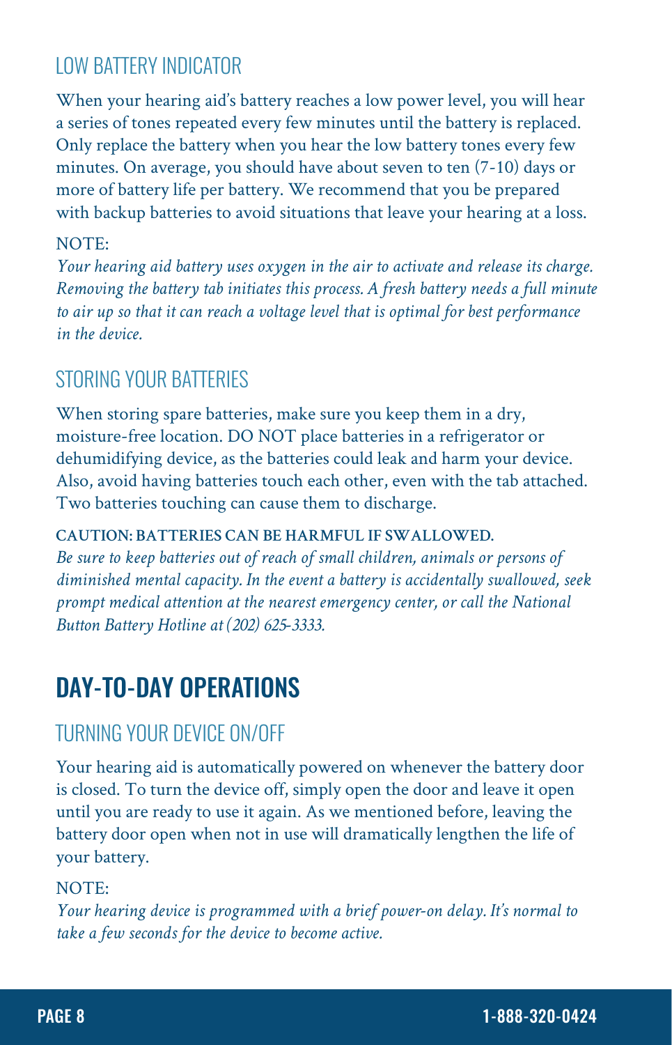### LOW BATTERY INDICATOR

When your hearing aid's battery reaches a low power level, you will hear a series of tones repeated every few minutes until the battery is replaced. Only replace the battery when you hear the low battery tones every few minutes. On average, you should have about seven to ten (7-10) days or more of battery life per battery. We recommend that you be prepared with backup batteries to avoid situations that leave your hearing at a loss.

NOTE:
*Your hearing aid battery uses oxygen in the air to activate and release its charge. Removing the battery tab initiates this process. A fresh battery needs a full minute to air up so that it can reach a voltage level that is optimal for best performance in the device.*

### STORING YOUR BATTERIES

When storing spare batteries, make sure you keep them in a dry, moisture-free location. DO NOT place batteries in a refrigerator or dehumidifying device, as the batteries could leak and harm your device. Also, avoid having batteries touch each other, even with the tab attached. Two batteries touching can cause them to discharge.

**CAUTION: BATTERIES CAN BE HARMFUL IF SWALLOWED.**
*Be sure to keep batteries out of reach of small children, animals or persons of diminished mental capacity. In the event a battery is accidentally swallowed, seek prompt medical attention at the nearest emergency center, or call the National Button Battery Hotline at (202) 625-3333.*

## DAY-TO-DAY OPERATIONS

### TURNING YOUR DEVICE ON/OFF

Your hearing aid is automatically powered on whenever the battery door is closed. To turn the device off, simply open the door and leave it open until you are ready to use it again. As we mentioned before, leaving the battery door open when not in use will dramatically lengthen the life of your battery.

NOTE:
*Your hearing device is programmed with a brief power-on delay. It's normal to take a few seconds for the device to become active.*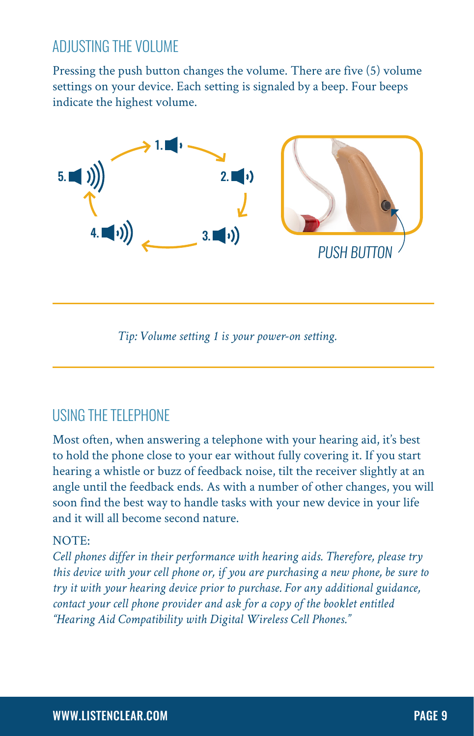## ADJUSTING THE VOLUME

Pressing the push button changes the volume. There are five (5) volume settings on your device. Each setting is signaled by a beep. Four beeps indicate the highest volume.

1. 2. 3. 4. 5.

PUSH BUTTON

*Tip: Volume setting 1 is your power-on setting.*

## USING THE TELEPHONE

Most often, when answering a telephone with your hearing aid, it's best to hold the phone close to your ear without fully covering it. If you start hearing a whistle or buzz of feedback noise, tilt the receiver slightly at an angle until the feedback ends. As with a number of other changes, you will soon find the best way to handle tasks with your new device in your life and it will all become second nature.

NOTE:
*Cell phones differ in their performance with hearing aids. Therefore, please try this device with your cell phone or, if you are purchasing a new phone, be sure to try it with your hearing device prior to purchase. For any additional guidance, contact your cell phone provider and ask for a copy of the booklet entitled "Hearing Aid Compatibility with Digital Wireless Cell Phones."*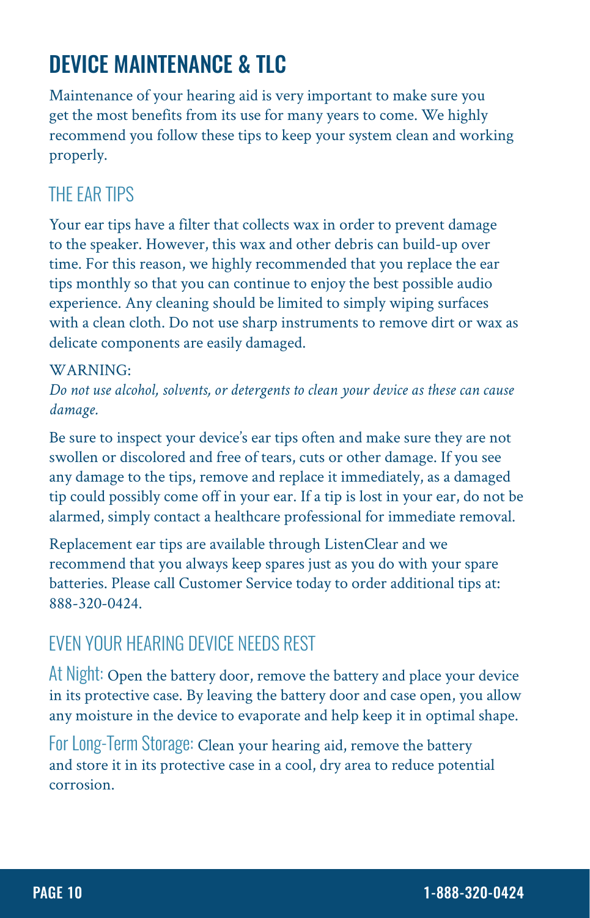# DEVICE MAINTENANCE & TLC

Maintenance of your hearing aid is very important to make sure you get the most benefits from its use for many years to come. We highly recommend you follow these tips to keep your system clean and working properly.

## THE EAR TIPS

Your ear tips have a filter that collects wax in order to prevent damage to the speaker. However, this wax and other debris can build-up over time. For this reason, we highly recommended that you replace the ear tips monthly so that you can continue to enjoy the best possible audio experience. Any cleaning should be limited to simply wiping surfaces with a clean cloth. Do not use sharp instruments to remove dirt or wax as delicate components are easily damaged.

WARNING:
*Do not use alcohol, solvents, or detergents to clean your device as these can cause damage.*

Be sure to inspect your device's ear tips often and make sure they are not swollen or discolored and free of tears, cuts or other damage. If you see any damage to the tips, remove and replace it immediately, as a damaged tip could possibly come off in your ear. If a tip is lost in your ear, do not be alarmed, simply contact a healthcare professional for immediate removal.

Replacement ear tips are available through ListenClear and we recommend that you always keep spares just as you do with your spare batteries. Please call Customer Service today to order additional tips at: 888-320-0424.

## EVEN YOUR HEARING DEVICE NEEDS REST

At Night: Open the battery door, remove the battery and place your device in its protective case. By leaving the battery door and case open, you allow any moisture in the device to evaporate and help keep it in optimal shape.

For Long-Term Storage: Clean your hearing aid, remove the battery and store it in its protective case in a cool, dry area to reduce potential corrosion.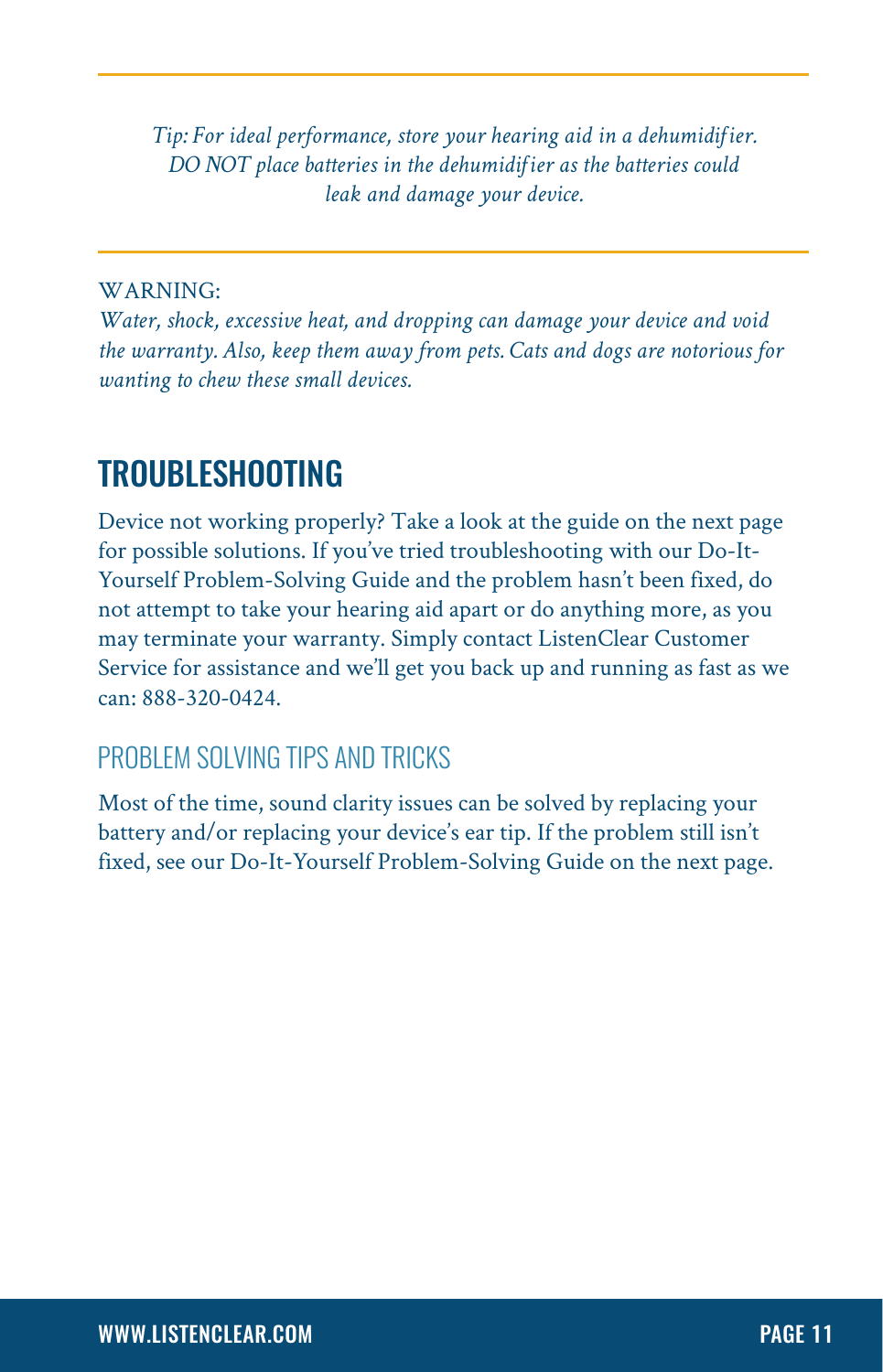*Tip: For ideal performance, store your hearing aid in a dehumidifier. DO NOT place batteries in the dehumidifier as the batteries could leak and damage your device.*

---

WARNING:
*Water, shock, excessive heat, and dropping can damage your device and void the warranty. Also, keep them away from pets. Cats and dogs are notorious for wanting to chew these small devices.*

## TROUBLESHOOTING

Device not working properly? Take a look at the guide on the next page for possible solutions. If you've tried troubleshooting with our Do-It-Yourself Problem-Solving Guide and the problem hasn't been fixed, do not attempt to take your hearing aid apart or do anything more, as you may terminate your warranty. Simply contact ListenClear Customer Service for assistance and we'll get you back up and running as fast as we can: 888-320-0424.

### PROBLEM SOLVING TIPS AND TRICKS

Most of the time, sound clarity issues can be solved by replacing your battery and/or replacing your device's ear tip. If the problem still isn't fixed, see our Do-It-Yourself Problem-Solving Guide on the next page.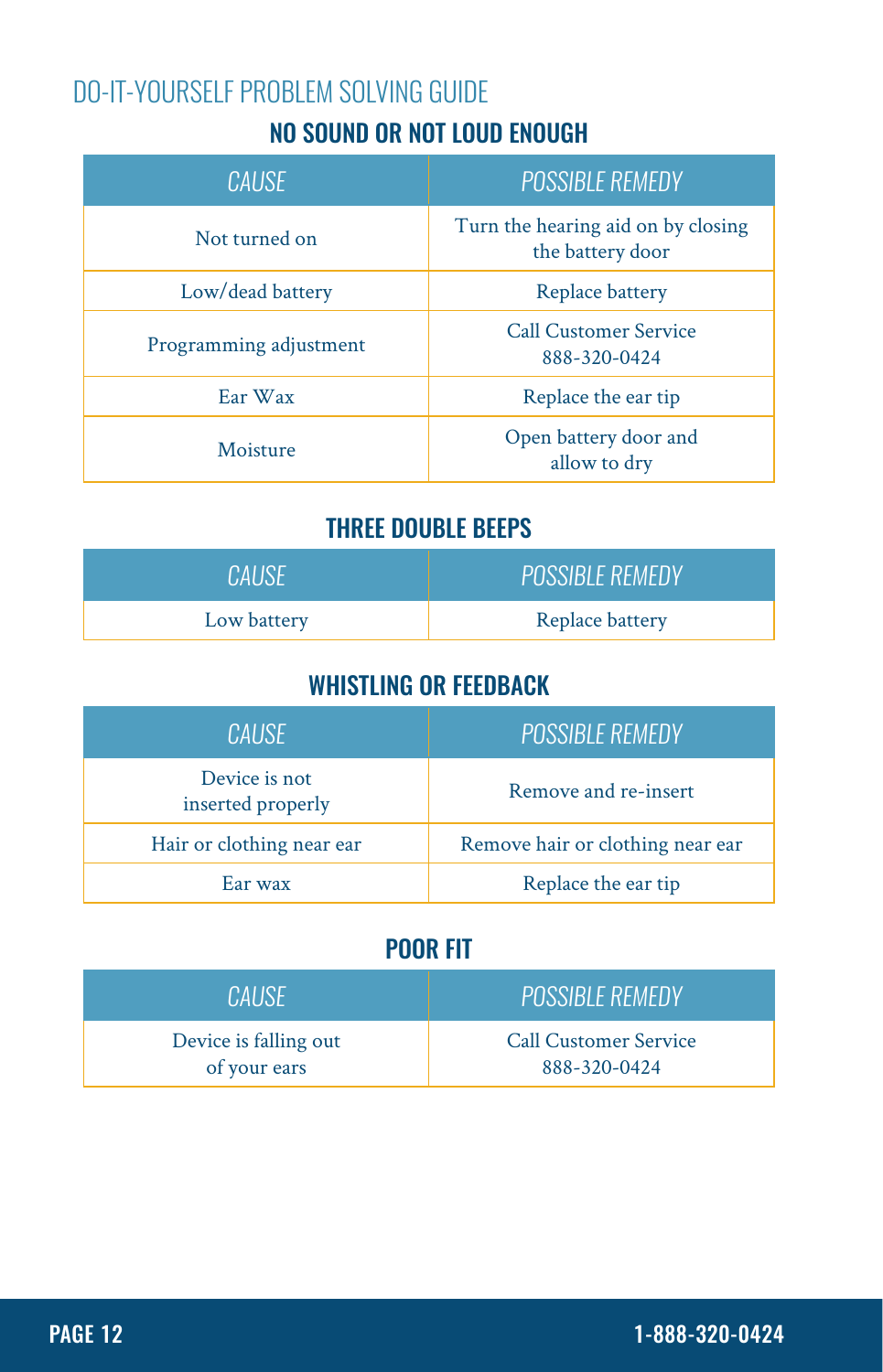# DO-IT-YOURSELF PROBLEM SOLVING GUIDE

## NO SOUND OR NOT LOUD ENOUGH

| *CAUSE* | *POSSIBLE REMEDY* |
|---|---|
| Not turned on | Turn the hearing aid on by closing the battery door |
| Low/dead battery | Replace battery |
| Programming adjustment | Call Customer Service 888-320-0424 |
| Ear Wax | Replace the ear tip |
| Moisture | Open battery door and allow to dry |

## THREE DOUBLE BEEPS

| *CAUSE* | *POSSIBLE REMEDY* |
|---|---|
| Low battery | Replace battery |

## WHISTLING OR FEEDBACK

| *CAUSE* | *POSSIBLE REMEDY* |
|---|---|
| Device is not inserted properly | Remove and re-insert |
| Hair or clothing near ear | Remove hair or clothing near ear |
| Ear wax | Replace the ear tip |

## POOR FIT

| *CAUSE* | *POSSIBLE REMEDY* |
|---|---|
| Device is falling out of your ears | Call Customer Service 888-320-0424 |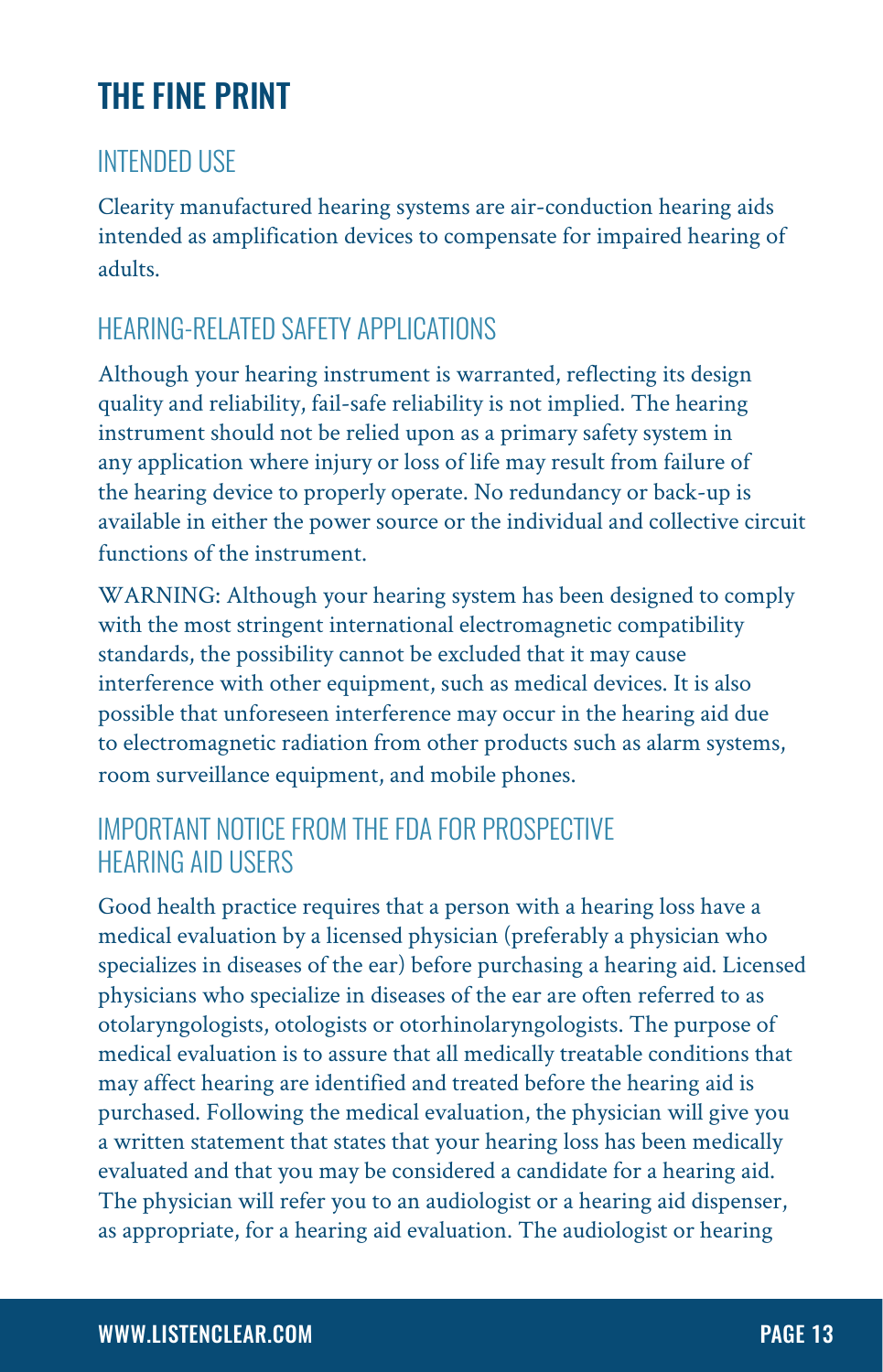# THE FINE PRINT

## INTENDED USE

Clearity manufactured hearing systems are air-conduction hearing aids intended as amplification devices to compensate for impaired hearing of adults.

## HEARING-RELATED SAFETY APPLICATIONS

Although your hearing instrument is warranted, reflecting its design quality and reliability, fail-safe reliability is not implied. The hearing instrument should not be relied upon as a primary safety system in any application where injury or loss of life may result from failure of the hearing device to properly operate. No redundancy or back-up is available in either the power source or the individual and collective circuit functions of the instrument.

WARNING: Although your hearing system has been designed to comply with the most stringent international electromagnetic compatibility standards, the possibility cannot be excluded that it may cause interference with other equipment, such as medical devices. It is also possible that unforeseen interference may occur in the hearing aid due to electromagnetic radiation from other products such as alarm systems, room surveillance equipment, and mobile phones.

## IMPORTANT NOTICE FROM THE FDA FOR PROSPECTIVE HEARING AID USERS

Good health practice requires that a person with a hearing loss have a medical evaluation by a licensed physician (preferably a physician who specializes in diseases of the ear) before purchasing a hearing aid. Licensed physicians who specialize in diseases of the ear are often referred to as otolaryngologists, otologists or otorhinolaryngologists. The purpose of medical evaluation is to assure that all medically treatable conditions that may affect hearing are identified and treated before the hearing aid is purchased. Following the medical evaluation, the physician will give you a written statement that states that your hearing loss has been medically evaluated and that you may be considered a candidate for a hearing aid. The physician will refer you to an audiologist or a hearing aid dispenser, as appropriate, for a hearing aid evaluation. The audiologist or hearing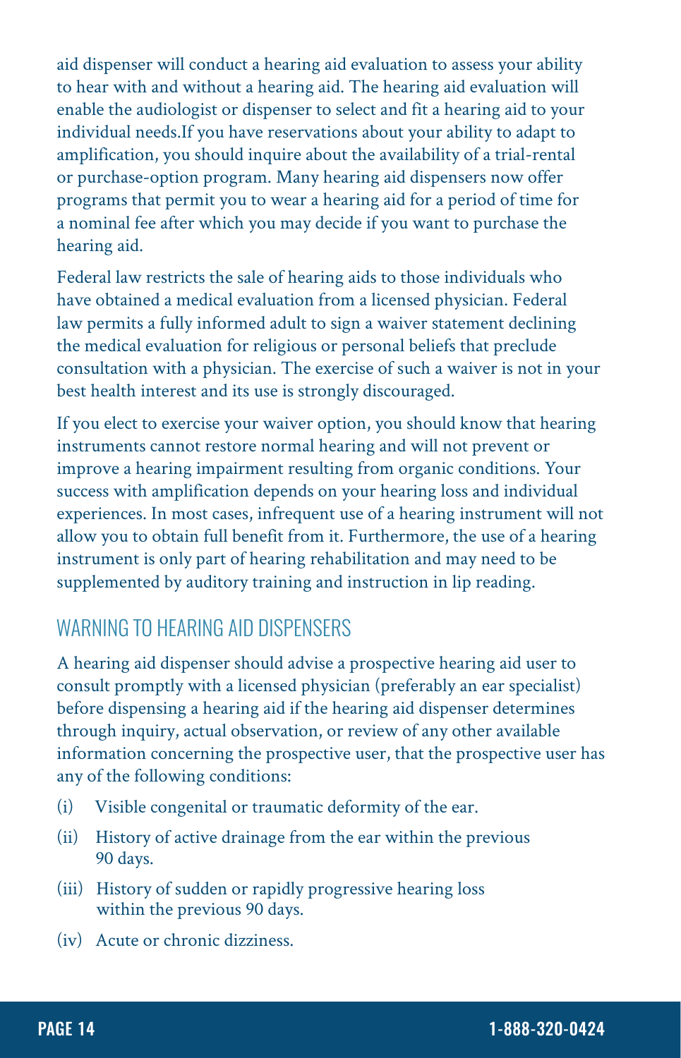aid dispenser will conduct a hearing aid evaluation to assess your ability to hear with and without a hearing aid. The hearing aid evaluation will enable the audiologist or dispenser to select and fit a hearing aid to your individual needs.If you have reservations about your ability to adapt to amplification, you should inquire about the availability of a trial-rental or purchase-option program. Many hearing aid dispensers now offer programs that permit you to wear a hearing aid for a period of time for a nominal fee after which you may decide if you want to purchase the hearing aid.

Federal law restricts the sale of hearing aids to those individuals who have obtained a medical evaluation from a licensed physician. Federal law permits a fully informed adult to sign a waiver statement declining the medical evaluation for religious or personal beliefs that preclude consultation with a physician. The exercise of such a waiver is not in your best health interest and its use is strongly discouraged.

If you elect to exercise your waiver option, you should know that hearing instruments cannot restore normal hearing and will not prevent or improve a hearing impairment resulting from organic conditions. Your success with amplification depends on your hearing loss and individual experiences. In most cases, infrequent use of a hearing instrument will not allow you to obtain full benefit from it. Furthermore, the use of a hearing instrument is only part of hearing rehabilitation and may need to be supplemented by auditory training and instruction in lip reading.

## WARNING TO HEARING AID DISPENSERS

A hearing aid dispenser should advise a prospective hearing aid user to consult promptly with a licensed physician (preferably an ear specialist) before dispensing a hearing aid if the hearing aid dispenser determines through inquiry, actual observation, or review of any other available information concerning the prospective user, that the prospective user has any of the following conditions:

(i) Visible congenital or traumatic deformity of the ear.

(ii) History of active drainage from the ear within the previous 90 days.

(iii) History of sudden or rapidly progressive hearing loss within the previous 90 days.

(iv) Acute or chronic dizziness.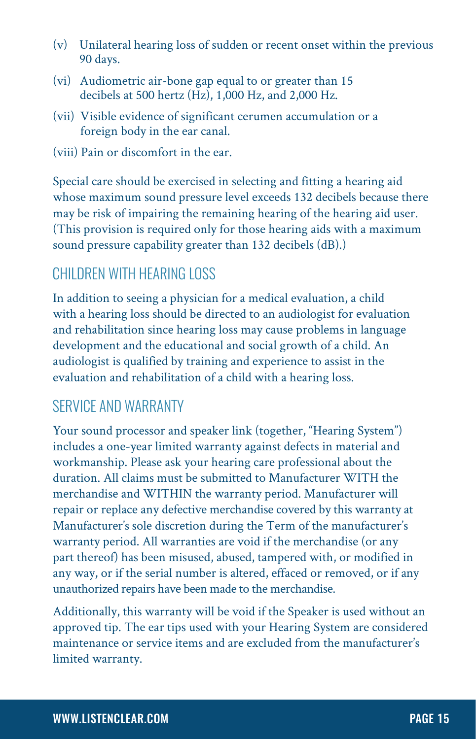(v) Unilateral hearing loss of sudden or recent onset within the previous 90 days.

(vi) Audiometric air-bone gap equal to or greater than 15 decibels at 500 hertz (Hz), 1,000 Hz, and 2,000 Hz.

(vii) Visible evidence of significant cerumen accumulation or a foreign body in the ear canal.

(viii) Pain or discomfort in the ear.

Special care should be exercised in selecting and fitting a hearing aid whose maximum sound pressure level exceeds 132 decibels because there may be risk of impairing the remaining hearing of the hearing aid user. (This provision is required only for those hearing aids with a maximum sound pressure capability greater than 132 decibels (dB).)

## CHILDREN WITH HEARING LOSS

In addition to seeing a physician for a medical evaluation, a child with a hearing loss should be directed to an audiologist for evaluation and rehabilitation since hearing loss may cause problems in language development and the educational and social growth of a child. An audiologist is qualified by training and experience to assist in the evaluation and rehabilitation of a child with a hearing loss.

## SERVICE AND WARRANTY

Your sound processor and speaker link (together, "Hearing System") includes a one-year limited warranty against defects in material and workmanship. Please ask your hearing care professional about the duration. All claims must be submitted to Manufacturer WITH the merchandise and WITHIN the warranty period. Manufacturer will repair or replace any defective merchandise covered by this warranty at Manufacturer's sole discretion during the Term of the manufacturer's warranty period. All warranties are void if the merchandise (or any part thereof) has been misused, abused, tampered with, or modified in any way, or if the serial number is altered, effaced or removed, or if any unauthorized repairs have been made to the merchandise.

Additionally, this warranty will be void if the Speaker is used without an approved tip. The ear tips used with your Hearing System are considered maintenance or service items and are excluded from the manufacturer's limited warranty.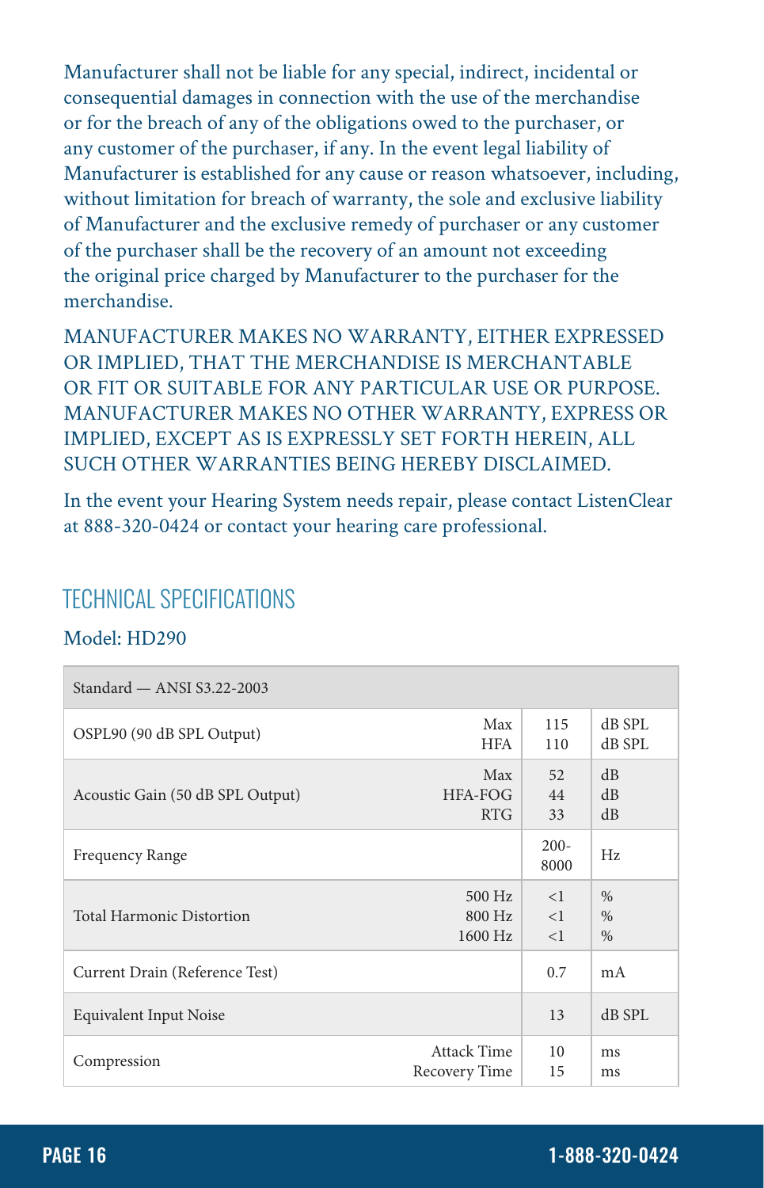Manufacturer shall not be liable for any special, indirect, incidental or consequential damages in connection with the use of the merchandise or for the breach of any of the obligations owed to the purchaser, or any customer of the purchaser, if any. In the event legal liability of Manufacturer is established for any cause or reason whatsoever, including, without limitation for breach of warranty, the sole and exclusive liability of Manufacturer and the exclusive remedy of purchaser or any customer of the purchaser shall be the recovery of an amount not exceeding the original price charged by Manufacturer to the purchaser for the merchandise.

MANUFACTURER MAKES NO WARRANTY, EITHER EXPRESSED OR IMPLIED, THAT THE MERCHANDISE IS MERCHANTABLE OR FIT OR SUITABLE FOR ANY PARTICULAR USE OR PURPOSE. MANUFACTURER MAKES NO OTHER WARRANTY, EXPRESS OR IMPLIED, EXCEPT AS IS EXPRESSLY SET FORTH HEREIN, ALL SUCH OTHER WARRANTIES BEING HEREBY DISCLAIMED.

In the event your Hearing System needs repair, please contact ListenClear at 888-320-0424 or contact your hearing care professional.

## TECHNICAL SPECIFICATIONS

Model: HD290

| Standard — ANSI S3.22-2003 | | | |
|---|---|---|---|
| OSPL90 (90 dB SPL Output) | Max<br>HFA | 115<br>110 | dB SPL<br>dB SPL |
| Acoustic Gain (50 dB SPL Output) | Max<br>HFA-FOG<br>RTG | 52<br>44<br>33 | dB<br>dB<br>dB |
| Frequency Range | | 200-8000 | Hz |
| Total Harmonic Distortion | 500 Hz<br>800 Hz<br>1600 Hz | <1<br><1<br><1 | %<br>%<br>% |
| Current Drain (Reference Test) | | 0.7 | mA |
| Equivalent Input Noise | | 13 | dB SPL |
| Compression | Attack Time<br>Recovery Time | 10<br>15 | ms<br>ms |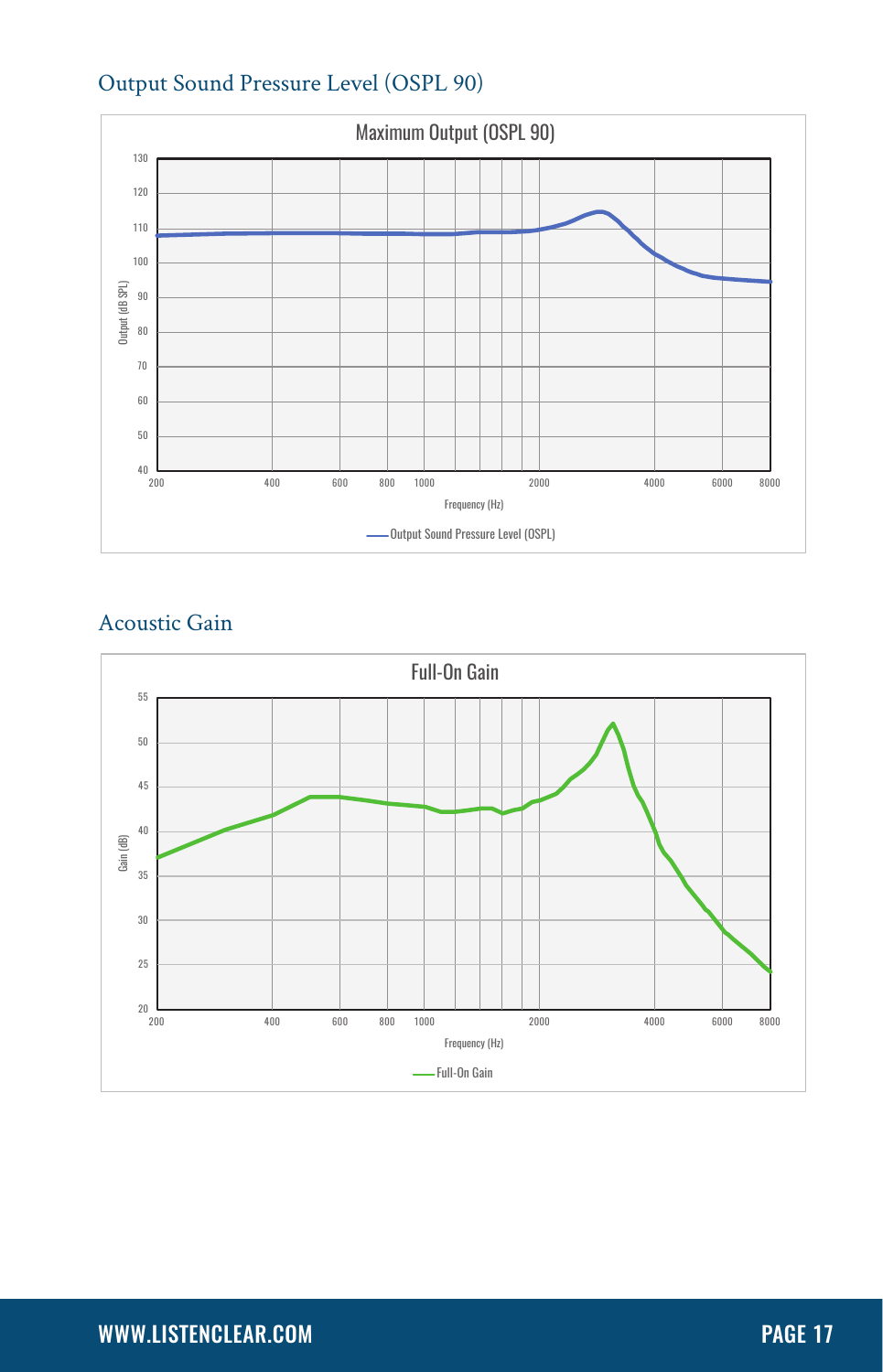## Output Sound Pressure Level (OSPL 90)

Maximum Output (OSPL 90)

Output (dB SPL)

130
120
110
100
90
80
70
60
50
40

200 400 600 800 1000 2000 4000 6000 8000

Frequency (Hz)

Output Sound Pressure Level (OSPL)

## Acoustic Gain

Full-On Gain

Gain (dB)

55
50
45
40
35
30
25
20

200 400 600 800 1000 2000 4000 6000 8000

Frequency (Hz)

Full-On Gain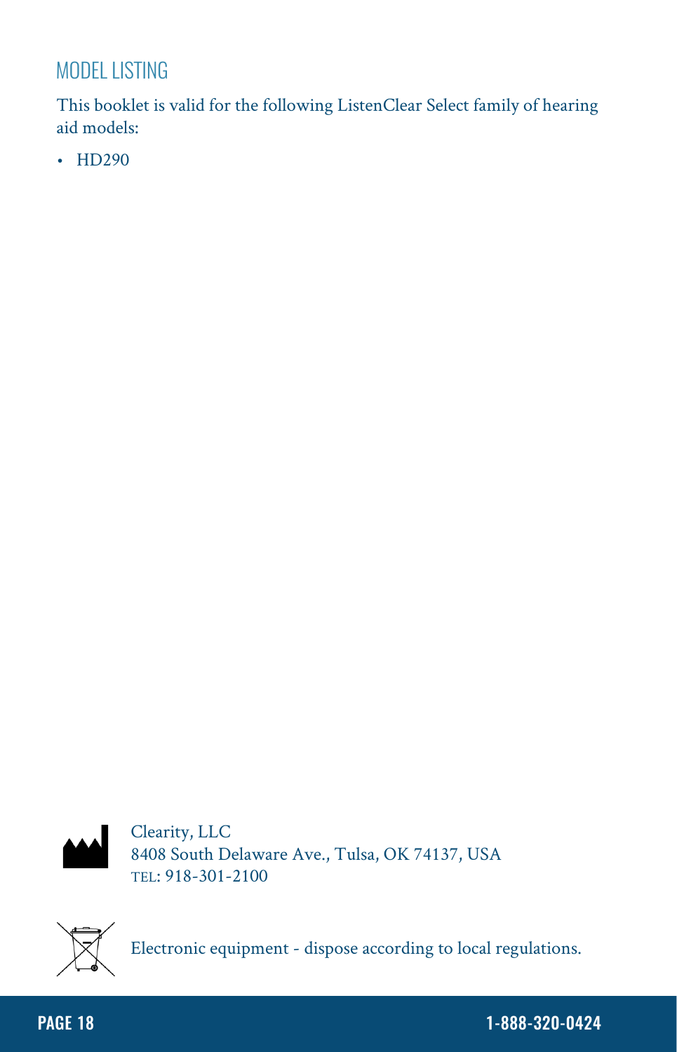## MODEL LISTING

This booklet is valid for the following ListenClear Select family of hearing aid models:

- HD290

Clearity, LLC
8408 South Delaware Ave., Tulsa, OK 74137, USA
TEL: 918-301-2100

Electronic equipment - dispose according to local regulations.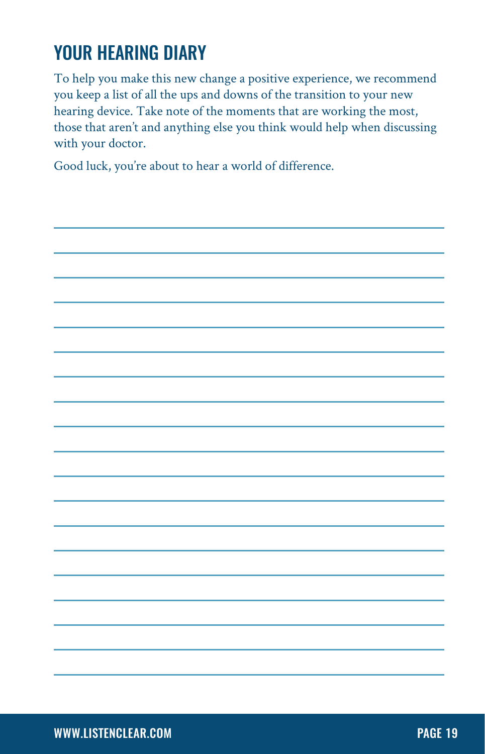# YOUR HEARING DIARY

To help you make this new change a positive experience, we recommend you keep a list of all the ups and downs of the transition to your new hearing device. Take note of the moments that are working the most, those that aren't and anything else you think would help when discussing with your doctor.

Good luck, you're about to hear a world of difference.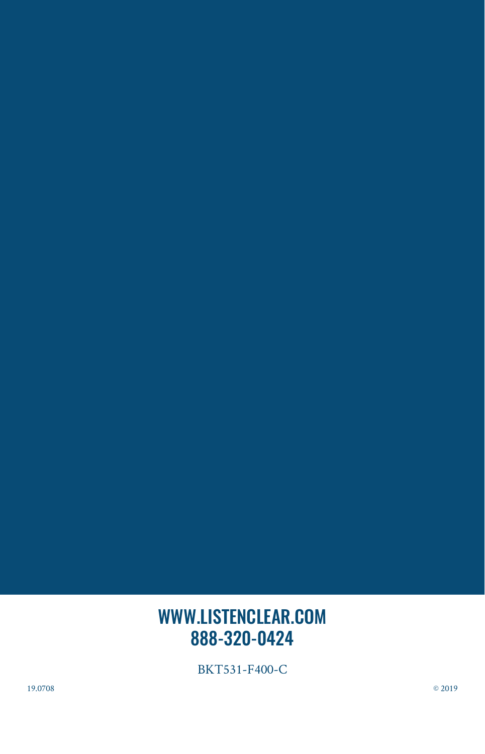**WWW.LISTENCLEAR.COM**
**888-320-0424**

BKT531-F400-C

19.0708

© 2019